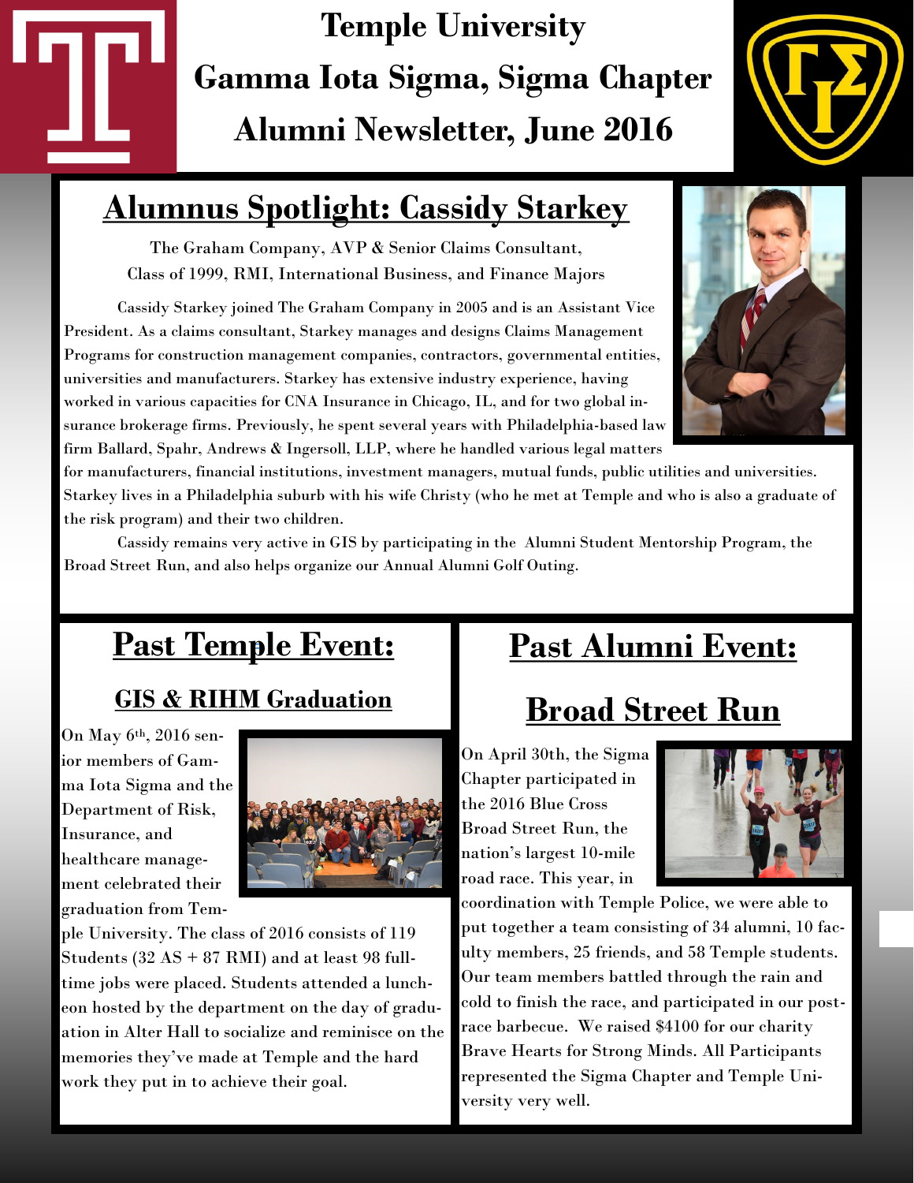# Temple University
# Gamma Iota Sigma, Sigma Chapter
# Alumni Newsletter, June 2016

## Alumnus Spotlight: Cassidy Starkey

The Graham Company, AVP & Senior Claims Consultant,
Class of 1999, RMI, International Business, and Finance Majors

Cassidy Starkey joined The Graham Company in 2005 and is an Assistant Vice President. As a claims consultant, Starkey manages and designs Claims Management Programs for construction management companies, contractors, governmental entities, universities and manufacturers. Starkey has extensive industry experience, having worked in various capacities for CNA Insurance in Chicago, IL, and for two global insurance brokerage firms. Previously, he spent several years with Philadelphia-based law firm Ballard, Spahr, Andrews & Ingersoll, LLP, where he handled various legal matters for manufacturers, financial institutions, investment managers, mutual funds, public utilities and universities. Starkey lives in a Philadelphia suburb with his wife Christy (who he met at Temple and who is also a graduate of the risk program) and their two children.

Cassidy remains very active in GIS by participating in the Alumni Student Mentorship Program, the Broad Street Run, and also helps organize our Annual Alumni Golf Outing.

## Past Temple Event:

### GIS & RIHM Graduation

On May 6th, 2016 senior members of Gamma Iota Sigma and the Department of Risk, Insurance, and healthcare management celebrated their graduation from Temple University. The class of 2016 consists of 119 Students (32 AS + 87 RMI) and at least 98 full-time jobs were placed. Students attended a luncheon hosted by the department on the day of graduation in Alter Hall to socialize and reminisce on the memories they've made at Temple and the hard work they put in to achieve their goal.

## Past Alumni Event:

### Broad Street Run

On April 30th, the Sigma Chapter participated in the 2016 Blue Cross Broad Street Run, the nation's largest 10-mile road race. This year, in coordination with Temple Police, we were able to put together a team consisting of 34 alumni, 10 faculty members, 25 friends, and 58 Temple students. Our team members battled through the rain and cold to finish the race, and participated in our post-race barbecue. We raised $4100 for our charity Brave Hearts for Strong Minds. All Participants represented the Sigma Chapter and Temple University very well.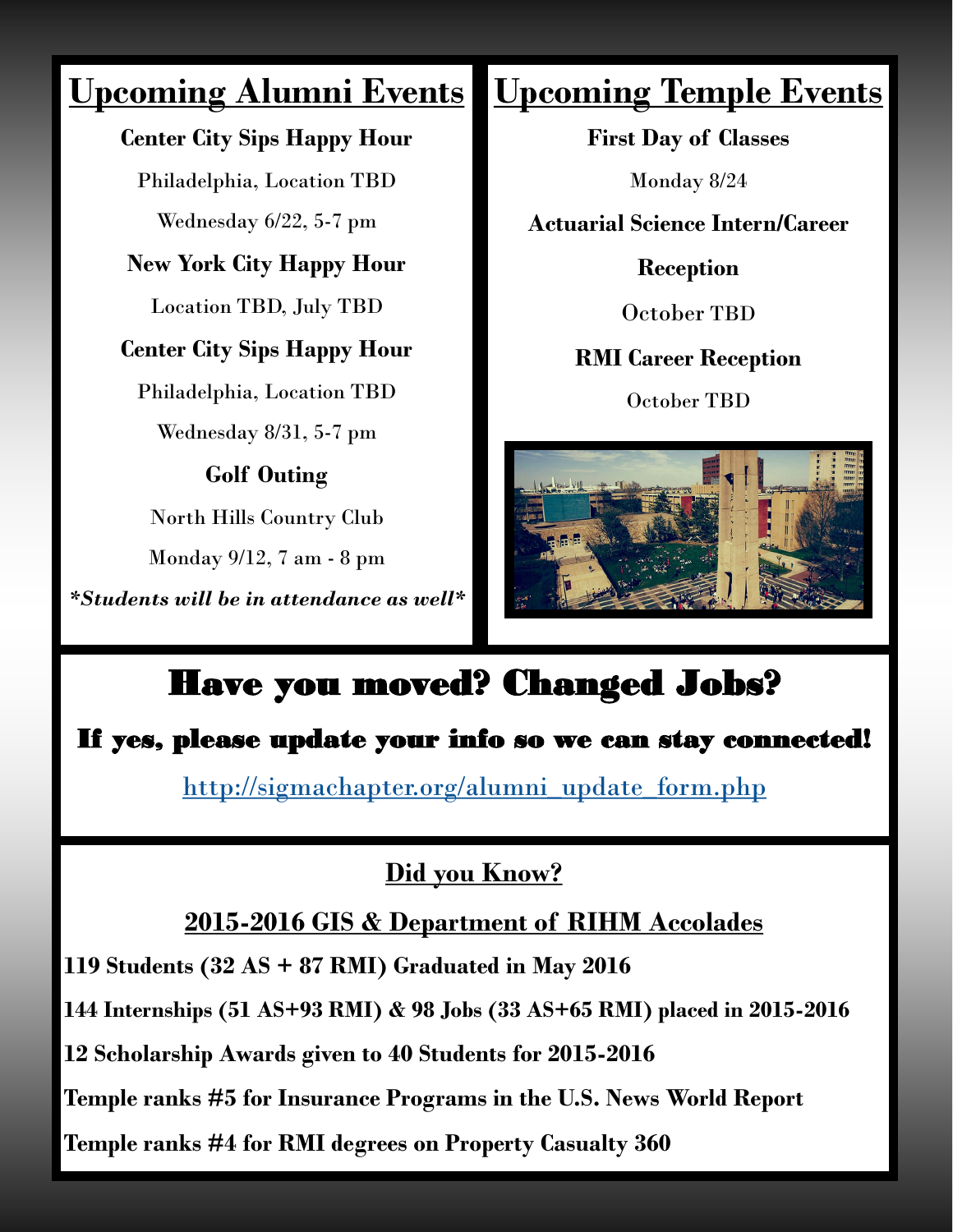## Upcoming Alumni Events

**Center City Sips Happy Hour**

Philadelphia, Location TBD

Wednesday 6/22, 5-7 pm

**New York City Happy Hour**

Location TBD, July TBD

**Center City Sips Happy Hour**

Philadelphia, Location TBD

Wednesday 8/31, 5-7 pm

**Golf Outing**

North Hills Country Club

Monday 9/12, 7 am - 8 pm

***Students will be in attendance as well***

## Upcoming Temple Events

**First Day of Classes**

Monday 8/24

**Actuarial Science Intern/Career Reception**

October TBD

**RMI Career Reception**

October TBD

# Have you moved? Changed Jobs?

## If yes, please update your info so we can stay connected!

http://sigmachapter.org/alumni_update_form.php

### Did you Know?

### 2015-2016 GIS & Department of RIHM Accolades

**119 Students (32 AS + 87 RMI) Graduated in May 2016**

**144 Internships (51 AS+93 RMI) & 98 Jobs (33 AS+65 RMI) placed in 2015-2016**

**12 Scholarship Awards given to 40 Students for 2015-2016**

**Temple ranks #5 for Insurance Programs in the U.S. News World Report**

**Temple ranks #4 for RMI degrees on Property Casualty 360**